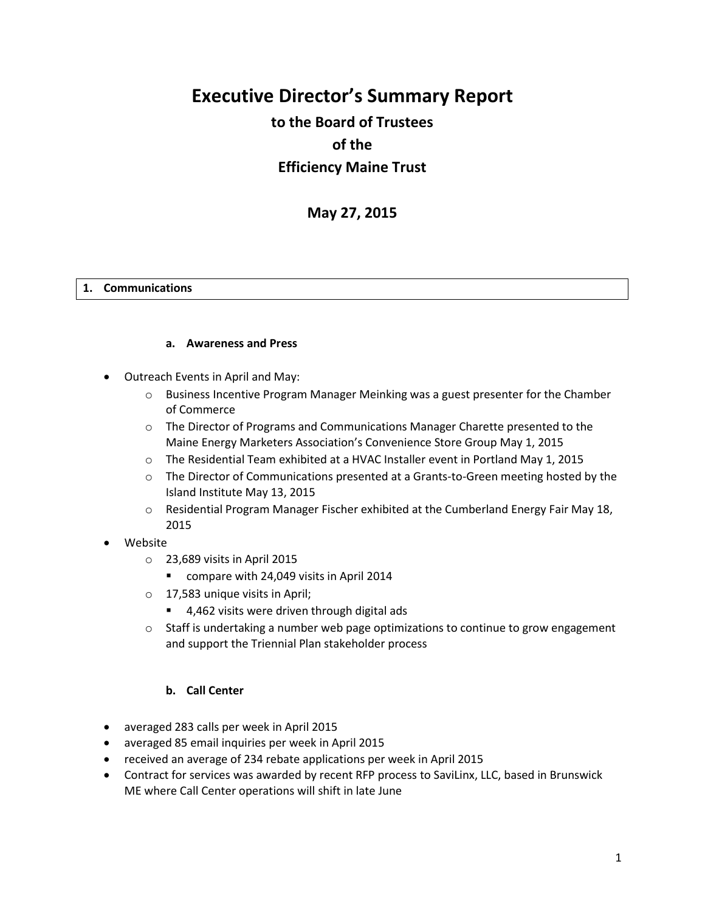# Executive Director's Summary Report

## to the Board of Trustees

## of the

## Efficiency Maine Trust

## May 27, 2015

### 1. Communications

#### a. Awareness and Press

- Outreach Events in April and May:
  - Business Incentive Program Manager Meinking was a guest presenter for the Chamber of Commerce
  - The Director of Programs and Communications Manager Charette presented to the Maine Energy Marketers Association's Convenience Store Group May 1, 2015
  - The Residential Team exhibited at a HVAC Installer event in Portland May 1, 2015
  - The Director of Communications presented at a Grants-to-Green meeting hosted by the Island Institute May 13, 2015
  - Residential Program Manager Fischer exhibited at the Cumberland Energy Fair May 18, 2015
- Website
  - 23,689 visits in April 2015
    - compare with 24,049 visits in April 2014
  - 17,583 unique visits in April;
    - 4,462 visits were driven through digital ads
  - Staff is undertaking a number web page optimizations to continue to grow engagement and support the Triennial Plan stakeholder process

#### b. Call Center

- averaged 283 calls per week in April 2015
- averaged 85 email inquiries per week in April 2015
- received an average of 234 rebate applications per week in April 2015
- Contract for services was awarded by recent RFP process to SaviLinx, LLC, based in Brunswick ME where Call Center operations will shift in late June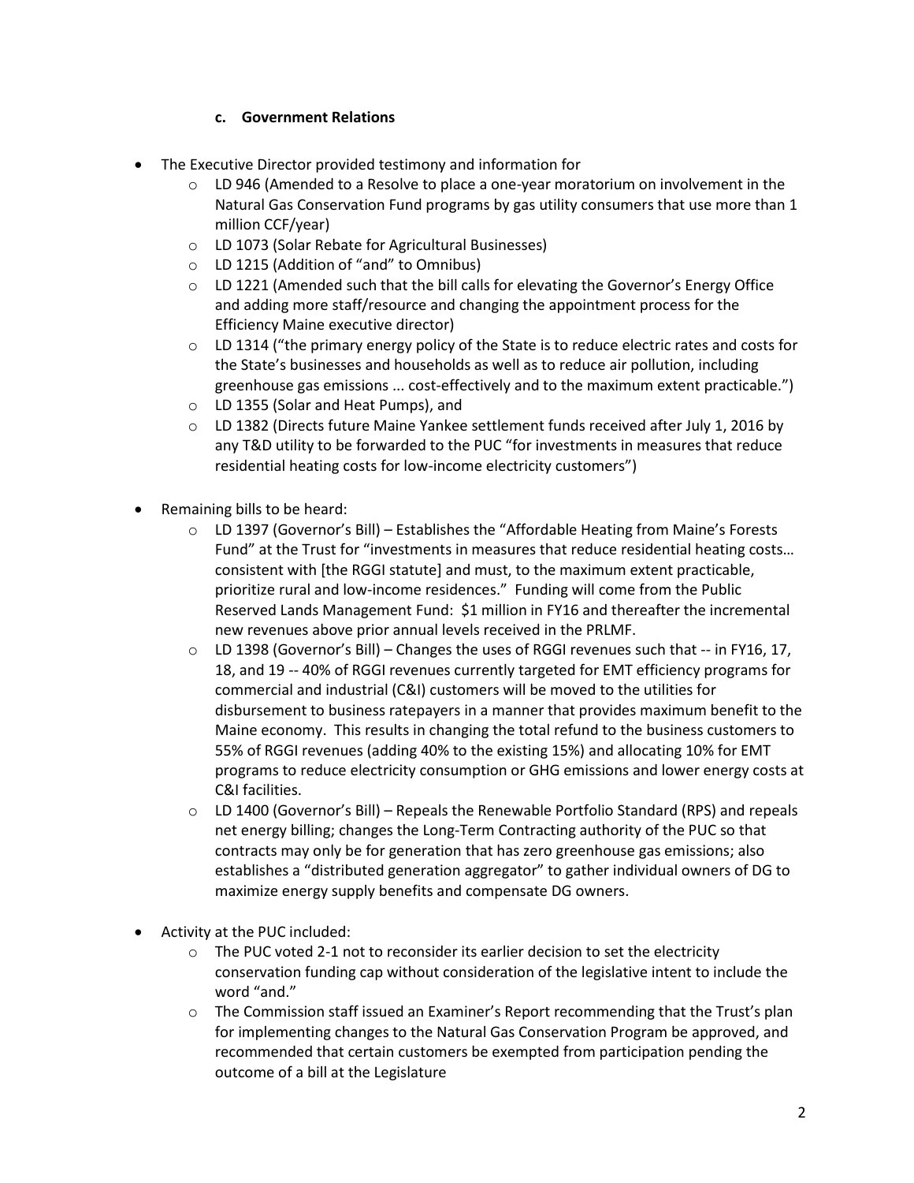### c. Government Relations

- The Executive Director provided testimony and information for
  - LD 946 (Amended to a Resolve to place a one-year moratorium on involvement in the Natural Gas Conservation Fund programs by gas utility consumers that use more than 1 million CCF/year)
  - LD 1073 (Solar Rebate for Agricultural Businesses)
  - LD 1215 (Addition of "and" to Omnibus)
  - LD 1221 (Amended such that the bill calls for elevating the Governor's Energy Office and adding more staff/resource and changing the appointment process for the Efficiency Maine executive director)
  - LD 1314 ("the primary energy policy of the State is to reduce electric rates and costs for the State's businesses and households as well as to reduce air pollution, including greenhouse gas emissions ... cost-effectively and to the maximum extent practicable.")
  - LD 1355 (Solar and Heat Pumps), and
  - LD 1382 (Directs future Maine Yankee settlement funds received after July 1, 2016 by any T&D utility to be forwarded to the PUC "for investments in measures that reduce residential heating costs for low-income electricity customers")

- Remaining bills to be heard:
  - LD 1397 (Governor's Bill) – Establishes the "Affordable Heating from Maine's Forests Fund" at the Trust for "investments in measures that reduce residential heating costs… consistent with [the RGGI statute] and must, to the maximum extent practicable, prioritize rural and low-income residences." Funding will come from the Public Reserved Lands Management Fund: $1 million in FY16 and thereafter the incremental new revenues above prior annual levels received in the PRLMF.
  - LD 1398 (Governor's Bill) – Changes the uses of RGGI revenues such that -- in FY16, 17, 18, and 19 -- 40% of RGGI revenues currently targeted for EMT efficiency programs for commercial and industrial (C&I) customers will be moved to the utilities for disbursement to business ratepayers in a manner that provides maximum benefit to the Maine economy. This results in changing the total refund to the business customers to 55% of RGGI revenues (adding 40% to the existing 15%) and allocating 10% for EMT programs to reduce electricity consumption or GHG emissions and lower energy costs at C&I facilities.
  - LD 1400 (Governor's Bill) – Repeals the Renewable Portfolio Standard (RPS) and repeals net energy billing; changes the Long-Term Contracting authority of the PUC so that contracts may only be for generation that has zero greenhouse gas emissions; also establishes a "distributed generation aggregator" to gather individual owners of DG to maximize energy supply benefits and compensate DG owners.

- Activity at the PUC included:
  - The PUC voted 2-1 not to reconsider its earlier decision to set the electricity conservation funding cap without consideration of the legislative intent to include the word "and."
  - The Commission staff issued an Examiner's Report recommending that the Trust's plan for implementing changes to the Natural Gas Conservation Program be approved, and recommended that certain customers be exempted from participation pending the outcome of a bill at the Legislature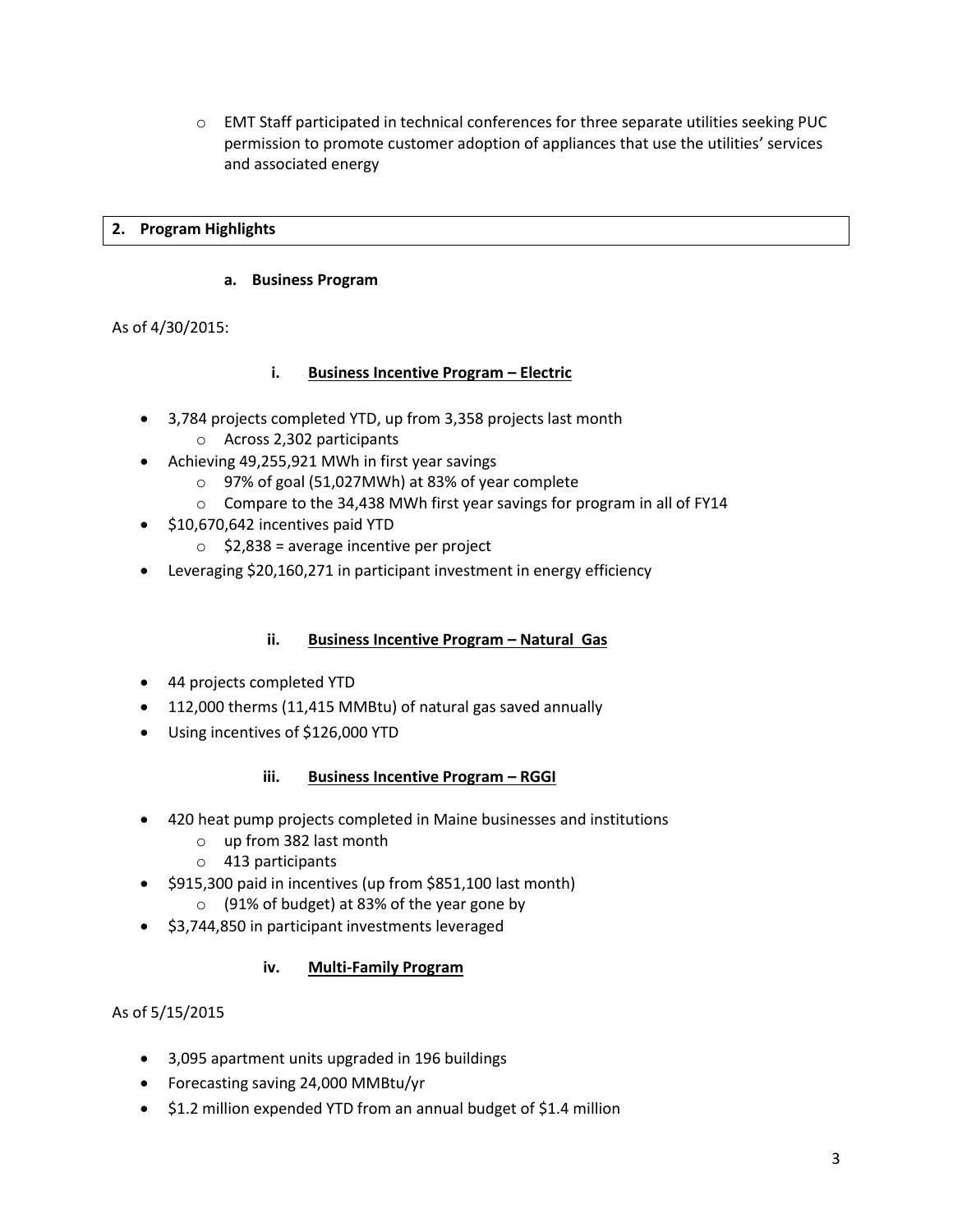- EMT Staff participated in technical conferences for three separate utilities seeking PUC permission to promote customer adoption of appliances that use the utilities' services and associated energy

## 2. Program Highlights

### a. Business Program

As of 4/30/2015:

#### i. Business Incentive Program – Electric

- 3,784 projects completed YTD, up from 3,358 projects last month
  - Across 2,302 participants
- Achieving 49,255,921 MWh in first year savings
  - 97% of goal (51,027MWh) at 83% of year complete
  - Compare to the 34,438 MWh first year savings for program in all of FY14
- $10,670,642 incentives paid YTD
  - $2,838 = average incentive per project
- Leveraging $20,160,271 in participant investment in energy efficiency

#### ii. Business Incentive Program – Natural Gas

- 44 projects completed YTD
- 112,000 therms (11,415 MMBtu) of natural gas saved annually
- Using incentives of $126,000 YTD

#### iii. Business Incentive Program – RGGI

- 420 heat pump projects completed in Maine businesses and institutions
  - up from 382 last month
  - 413 participants
- $915,300 paid in incentives (up from $851,100 last month)
  - (91% of budget) at 83% of the year gone by
- $3,744,850 in participant investments leveraged

#### iv. Multi-Family Program

As of 5/15/2015

- 3,095 apartment units upgraded in 196 buildings
- Forecasting saving 24,000 MMBtu/yr
- $1.2 million expended YTD from an annual budget of $1.4 million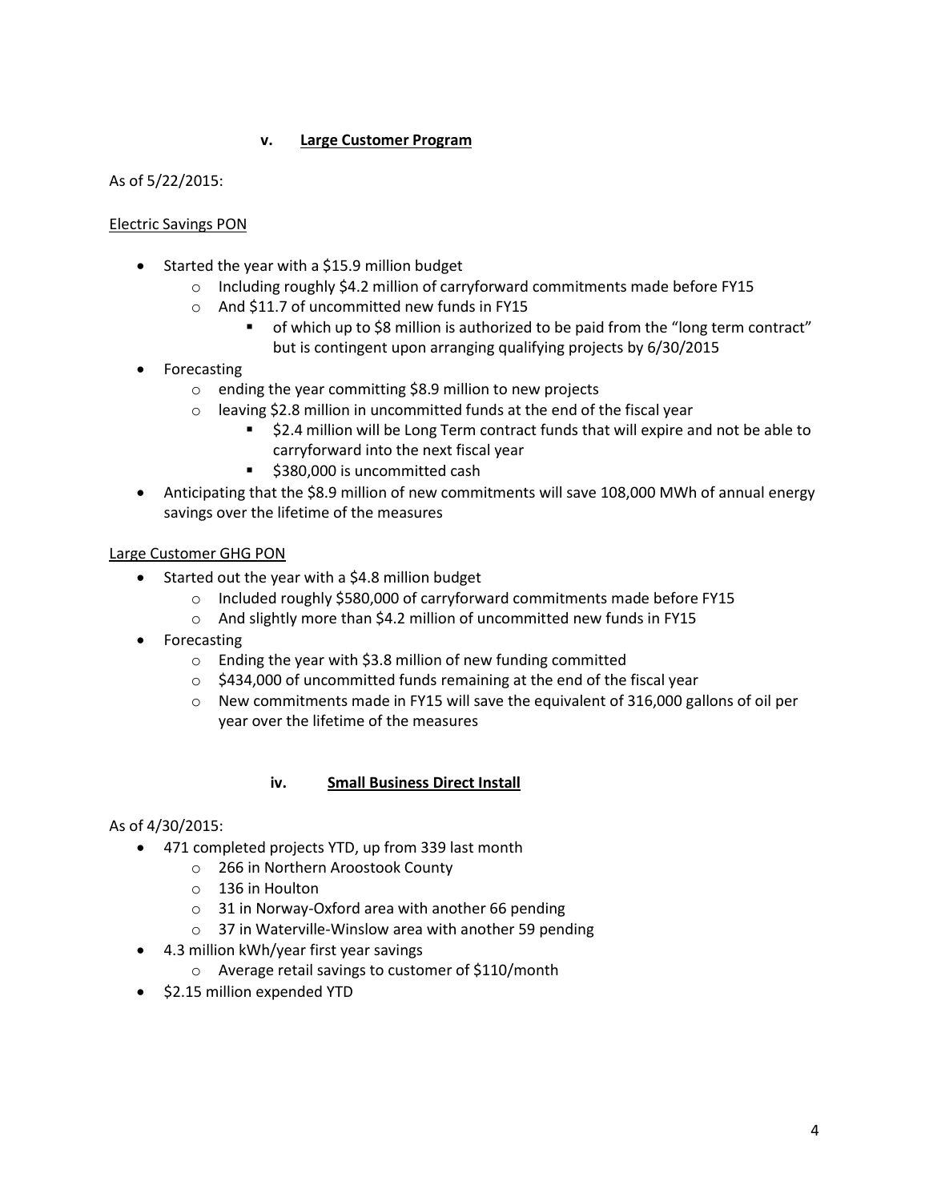### v. Large Customer Program

As of 5/22/2015:

Electric Savings PON

- Started the year with a $15.9 million budget
  - Including roughly $4.2 million of carryforward commitments made before FY15
  - And $11.7 of uncommitted new funds in FY15
    - of which up to $8 million is authorized to be paid from the "long term contract" but is contingent upon arranging qualifying projects by 6/30/2015
- Forecasting
  - ending the year committing $8.9 million to new projects
  - leaving $2.8 million in uncommitted funds at the end of the fiscal year
    - $2.4 million will be Long Term contract funds that will expire and not be able to carryforward into the next fiscal year
    - $380,000 is uncommitted cash
- Anticipating that the $8.9 million of new commitments will save 108,000 MWh of annual energy savings over the lifetime of the measures

Large Customer GHG PON

- Started out the year with a $4.8 million budget
  - Included roughly $580,000 of carryforward commitments made before FY15
  - And slightly more than $4.2 million of uncommitted new funds in FY15
- Forecasting
  - Ending the year with $3.8 million of new funding committed
  - $434,000 of uncommitted funds remaining at the end of the fiscal year
  - New commitments made in FY15 will save the equivalent of 316,000 gallons of oil per year over the lifetime of the measures

### iv. Small Business Direct Install

As of 4/30/2015:

- 471 completed projects YTD, up from 339 last month
  - 266 in Northern Aroostook County
  - 136 in Houlton
  - 31 in Norway-Oxford area with another 66 pending
  - 37 in Waterville-Winslow area with another 59 pending
- 4.3 million kWh/year first year savings
  - Average retail savings to customer of $110/month
- $2.15 million expended YTD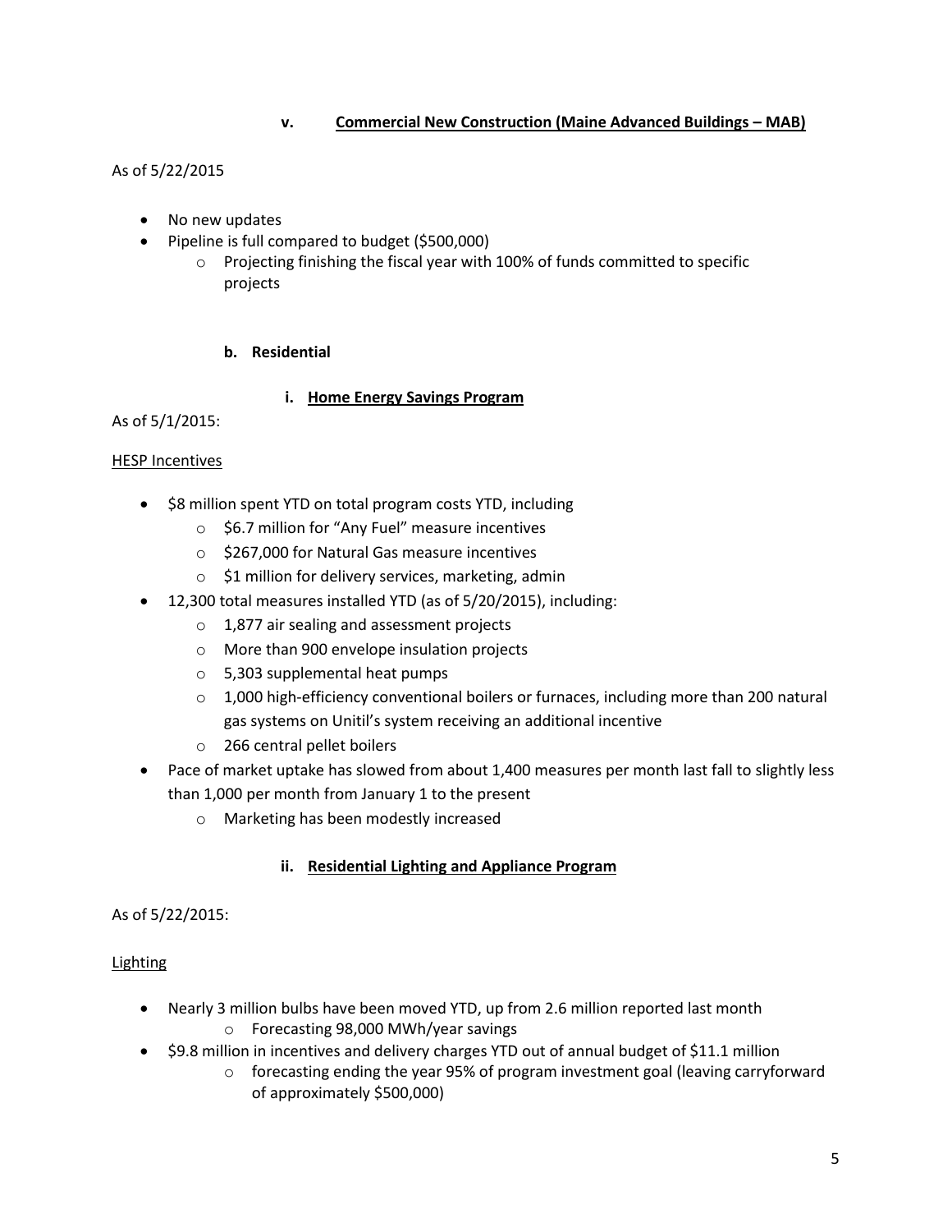#### v. <u>Commercial New Construction (Maine Advanced Buildings – MAB)</u>

As of 5/22/2015

- No new updates
- Pipeline is full compared to budget ($500,000)
  - Projecting finishing the fiscal year with 100% of funds committed to specific projects

### b. Residential

#### i. <u>Home Energy Savings Program</u>

As of 5/1/2015:

<u>HESP Incentives</u>

- $8 million spent YTD on total program costs YTD, including
  - $6.7 million for "Any Fuel" measure incentives
  - $267,000 for Natural Gas measure incentives
  - $1 million for delivery services, marketing, admin
- 12,300 total measures installed YTD (as of 5/20/2015), including:
  - 1,877 air sealing and assessment projects
  - More than 900 envelope insulation projects
  - 5,303 supplemental heat pumps
  - 1,000 high-efficiency conventional boilers or furnaces, including more than 200 natural gas systems on Unitil's system receiving an additional incentive
  - 266 central pellet boilers
- Pace of market uptake has slowed from about 1,400 measures per month last fall to slightly less than 1,000 per month from January 1 to the present
  - Marketing has been modestly increased

#### ii. <u>Residential Lighting and Appliance Program</u>

As of 5/22/2015:

<u>Lighting</u>

- Nearly 3 million bulbs have been moved YTD, up from 2.6 million reported last month
  - Forecasting 98,000 MWh/year savings
- $9.8 million in incentives and delivery charges YTD out of annual budget of $11.1 million
  - forecasting ending the year 95% of program investment goal (leaving carryforward of approximately $500,000)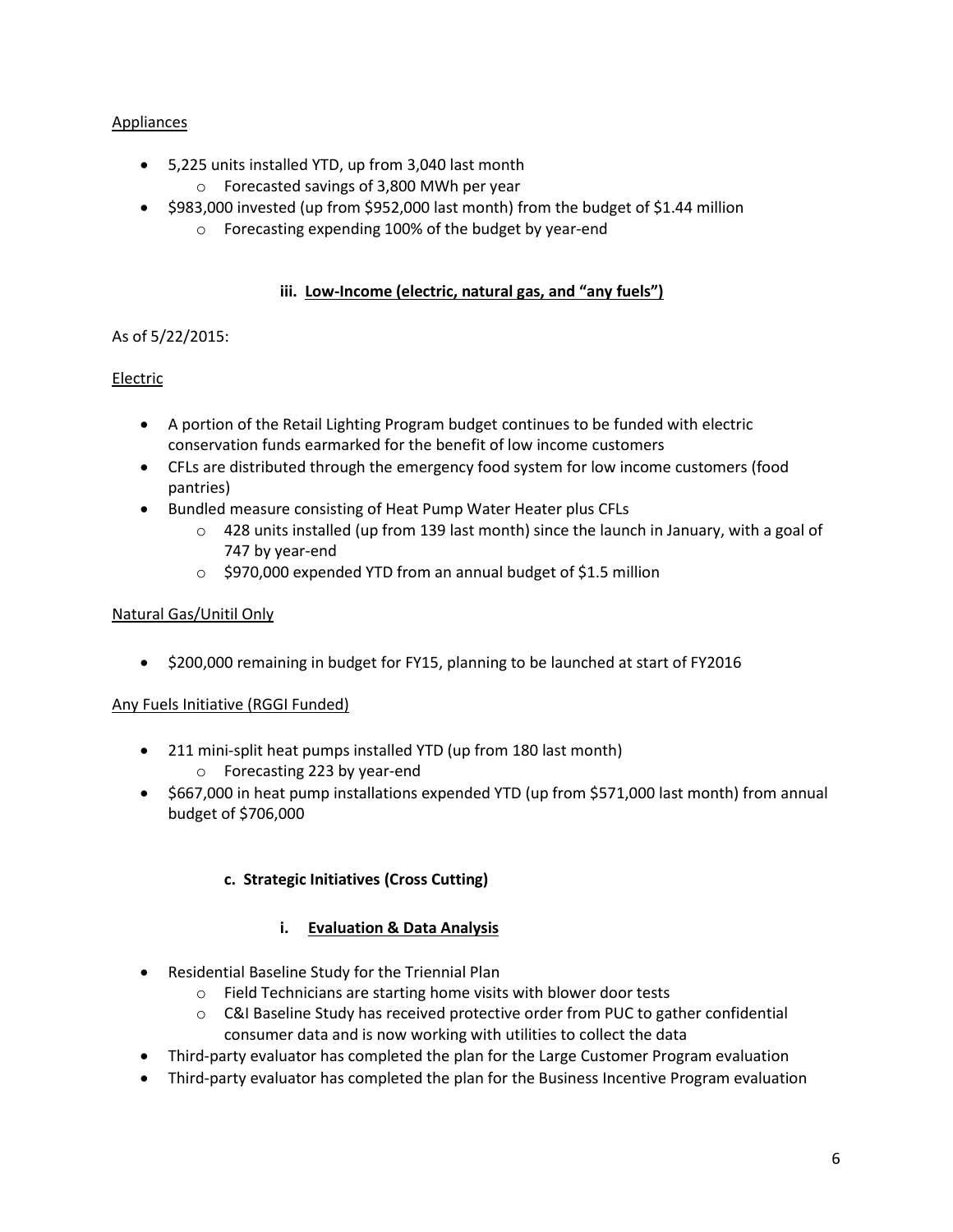Appliances

- 5,225 units installed YTD, up from 3,040 last month
  - Forecasted savings of 3,800 MWh per year
- $983,000 invested (up from $952,000 last month) from the budget of $1.44 million
  - Forecasting expending 100% of the budget by year-end

### iii. Low-Income (electric, natural gas, and "any fuels")

As of 5/22/2015:

Electric

- A portion of the Retail Lighting Program budget continues to be funded with electric conservation funds earmarked for the benefit of low income customers
- CFLs are distributed through the emergency food system for low income customers (food pantries)
- Bundled measure consisting of Heat Pump Water Heater plus CFLs
  - 428 units installed (up from 139 last month) since the launch in January, with a goal of 747 by year-end
  - $970,000 expended YTD from an annual budget of $1.5 million

Natural Gas/Unitil Only

- $200,000 remaining in budget for FY15, planning to be launched at start of FY2016

Any Fuels Initiative (RGGI Funded)

- 211 mini-split heat pumps installed YTD (up from 180 last month)
  - Forecasting 223 by year-end
- $667,000 in heat pump installations expended YTD (up from $571,000 last month) from annual budget of $706,000

## c. Strategic Initiatives (Cross Cutting)

### i. Evaluation & Data Analysis

- Residential Baseline Study for the Triennial Plan
  - Field Technicians are starting home visits with blower door tests
  - C&I Baseline Study has received protective order from PUC to gather confidential consumer data and is now working with utilities to collect the data
- Third-party evaluator has completed the plan for the Large Customer Program evaluation
- Third-party evaluator has completed the plan for the Business Incentive Program evaluation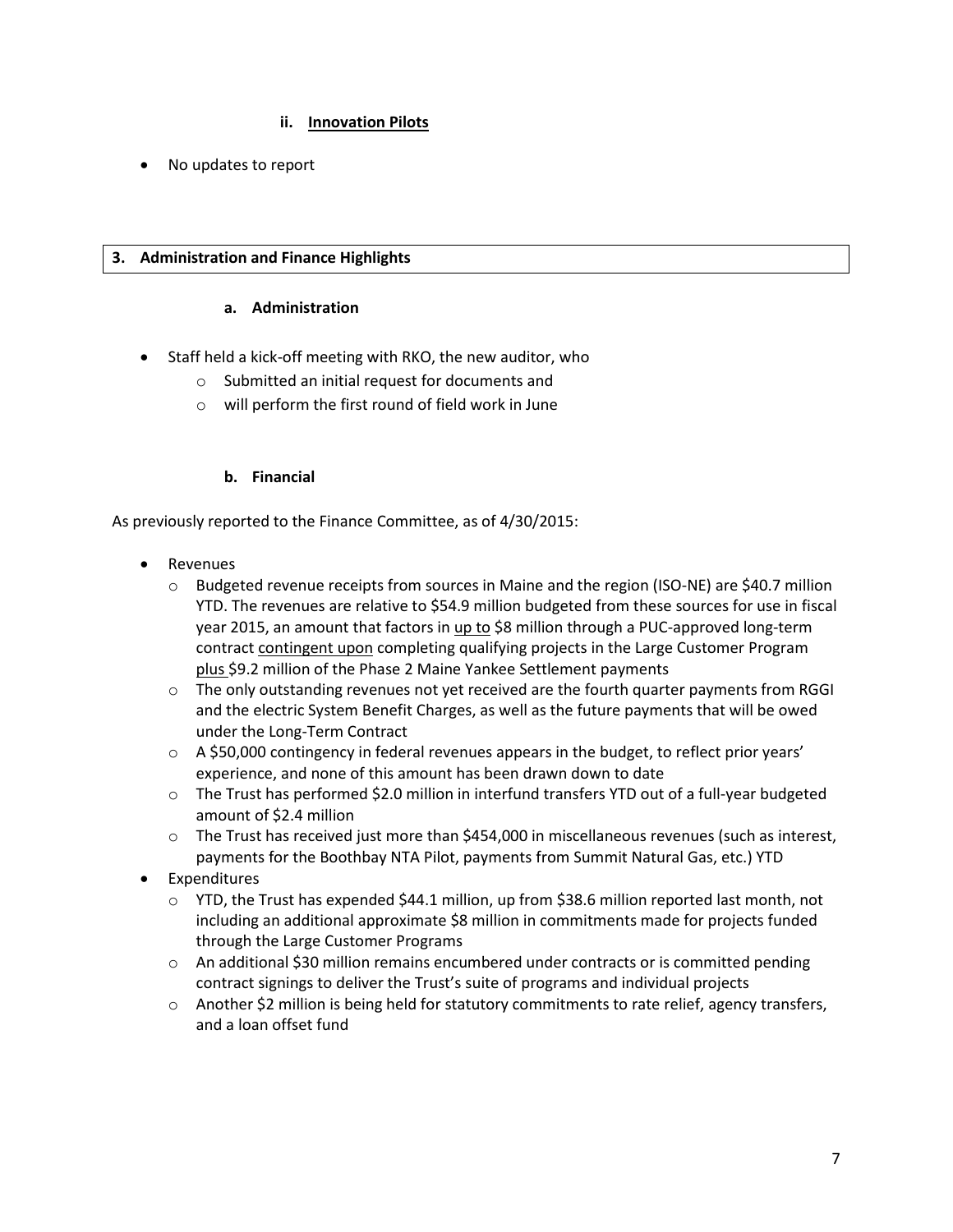#### ii. Innovation Pilots

- No updates to report

## 3. Administration and Finance Highlights

### a. Administration

- Staff held a kick-off meeting with RKO, the new auditor, who
  - Submitted an initial request for documents and
  - will perform the first round of field work in June

### b. Financial

As previously reported to the Finance Committee, as of 4/30/2015:

- Revenues
  - Budgeted revenue receipts from sources in Maine and the region (ISO-NE) are \$40.7 million YTD. The revenues are relative to \$54.9 million budgeted from these sources for use in fiscal year 2015, an amount that factors in <u>up to</u> \$8 million through a PUC-approved long-term contract <u>contingent upon</u> completing qualifying projects in the Large Customer Program <u>plus</u> \$9.2 million of the Phase 2 Maine Yankee Settlement payments
  - The only outstanding revenues not yet received are the fourth quarter payments from RGGI and the electric System Benefit Charges, as well as the future payments that will be owed under the Long-Term Contract
  - A \$50,000 contingency in federal revenues appears in the budget, to reflect prior years' experience, and none of this amount has been drawn down to date
  - The Trust has performed \$2.0 million in interfund transfers YTD out of a full-year budgeted amount of \$2.4 million
  - The Trust has received just more than \$454,000 in miscellaneous revenues (such as interest, payments for the Boothbay NTA Pilot, payments from Summit Natural Gas, etc.) YTD
- Expenditures
  - YTD, the Trust has expended \$44.1 million, up from \$38.6 million reported last month, not including an additional approximate \$8 million in commitments made for projects funded through the Large Customer Programs
  - An additional \$30 million remains encumbered under contracts or is committed pending contract signings to deliver the Trust's suite of programs and individual projects
  - Another \$2 million is being held for statutory commitments to rate relief, agency transfers, and a loan offset fund